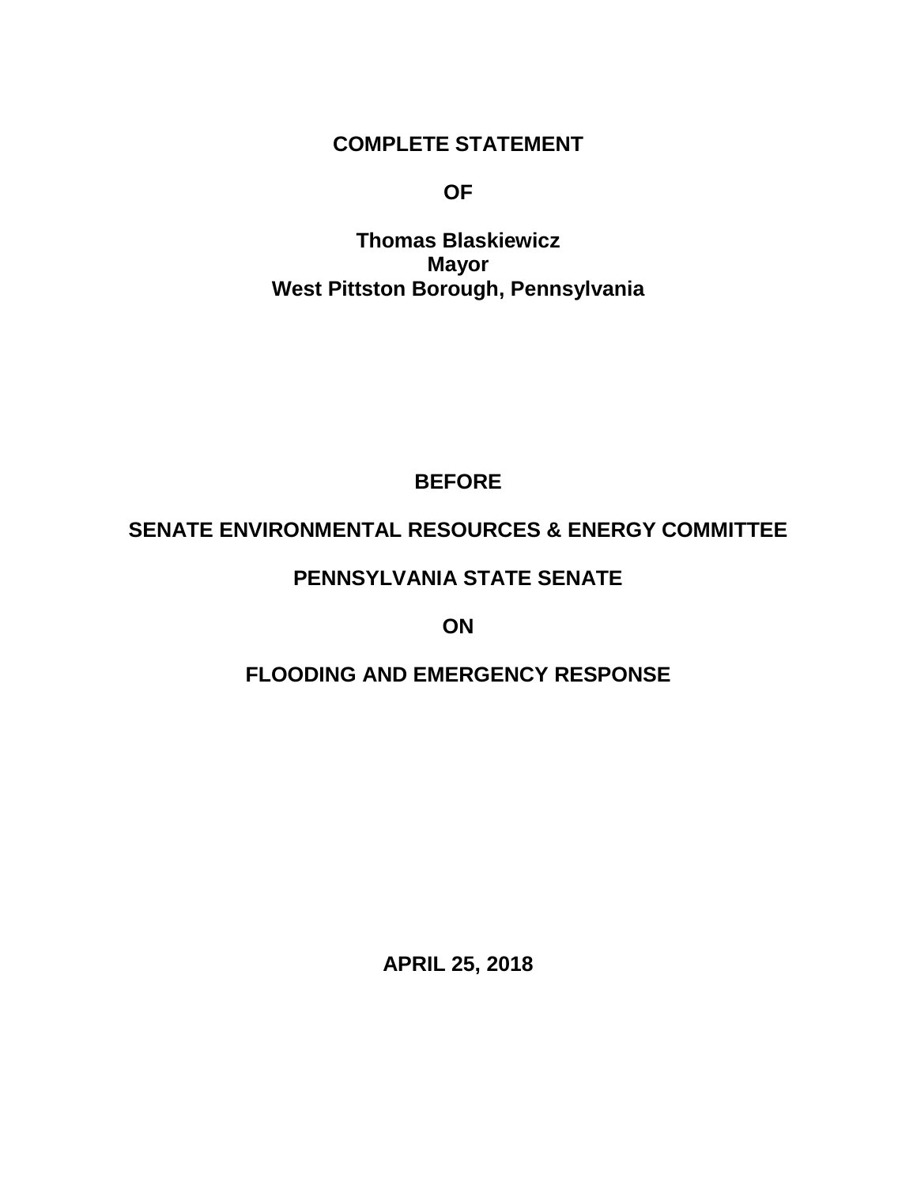**COMPLETE STATEMENT**

**OF**

**Thomas Blaskiewicz**
**Mayor**
**West Pittston Borough, Pennsylvania**

**BEFORE**

**SENATE ENVIRONMENTAL RESOURCES & ENERGY COMMITTEE**

**PENNSYLVANIA STATE SENATE**

**ON**

**FLOODING AND EMERGENCY RESPONSE**

**APRIL 25, 2018**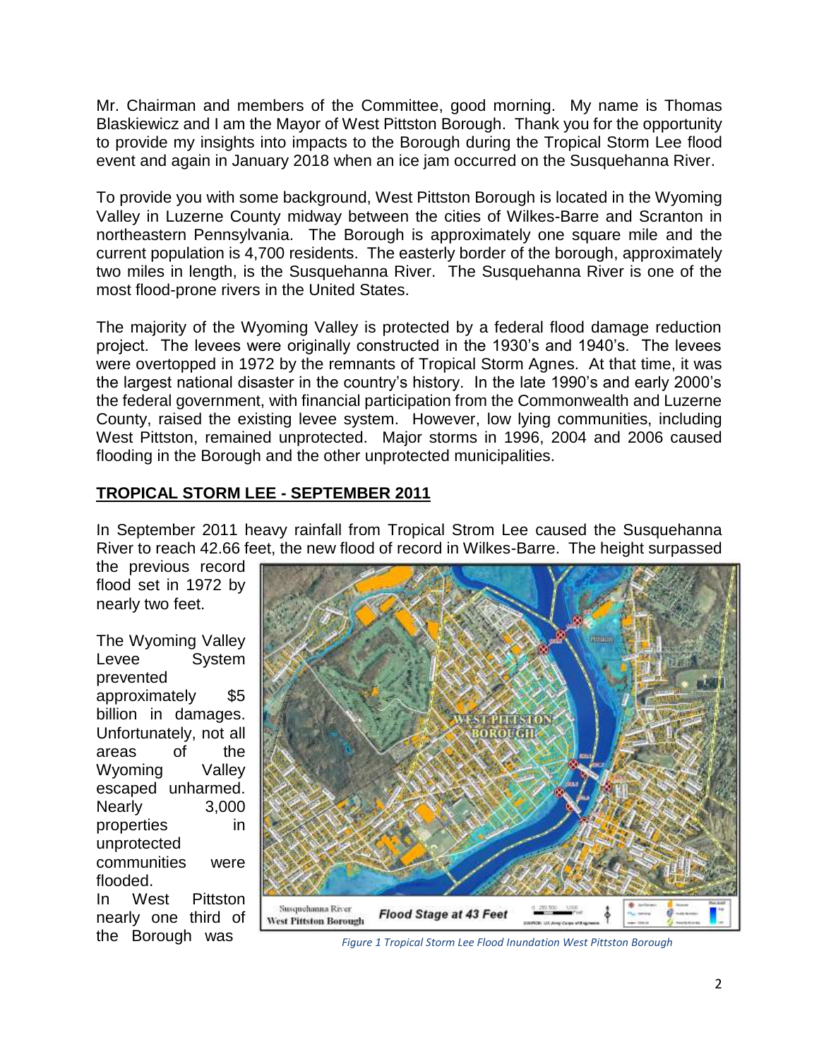Mr. Chairman and members of the Committee, good morning. My name is Thomas Blaskiewicz and I am the Mayor of West Pittston Borough. Thank you for the opportunity to provide my insights into impacts to the Borough during the Tropical Storm Lee flood event and again in January 2018 when an ice jam occurred on the Susquehanna River.

To provide you with some background, West Pittston Borough is located in the Wyoming Valley in Luzerne County midway between the cities of Wilkes-Barre and Scranton in northeastern Pennsylvania. The Borough is approximately one square mile and the current population is 4,700 residents. The easterly border of the borough, approximately two miles in length, is the Susquehanna River. The Susquehanna River is one of the most flood-prone rivers in the United States.

The majority of the Wyoming Valley is protected by a federal flood damage reduction project. The levees were originally constructed in the 1930's and 1940's. The levees were overtopped in 1972 by the remnants of Tropical Storm Agnes. At that time, it was the largest national disaster in the country's history. In the late 1990's and early 2000's the federal government, with financial participation from the Commonwealth and Luzerne County, raised the existing levee system. However, low lying communities, including West Pittston, remained unprotected. Major storms in 1996, 2004 and 2006 caused flooding in the Borough and the other unprotected municipalities.

## TROPICAL STORM LEE - SEPTEMBER 2011

In September 2011 heavy rainfall from Tropical Strom Lee caused the Susquehanna River to reach 42.66 feet, the new flood of record in Wilkes-Barre. The height surpassed the previous record flood set in 1972 by nearly two feet.

The Wyoming Valley Levee System prevented approximately $5 billion in damages. Unfortunately, not all areas of the Wyoming Valley escaped unharmed. Nearly 3,000 properties in unprotected communities were flooded. In West Pittston nearly one third of the Borough was

*Figure 1 Tropical Storm Lee Flood Inundation West Pittston Borough*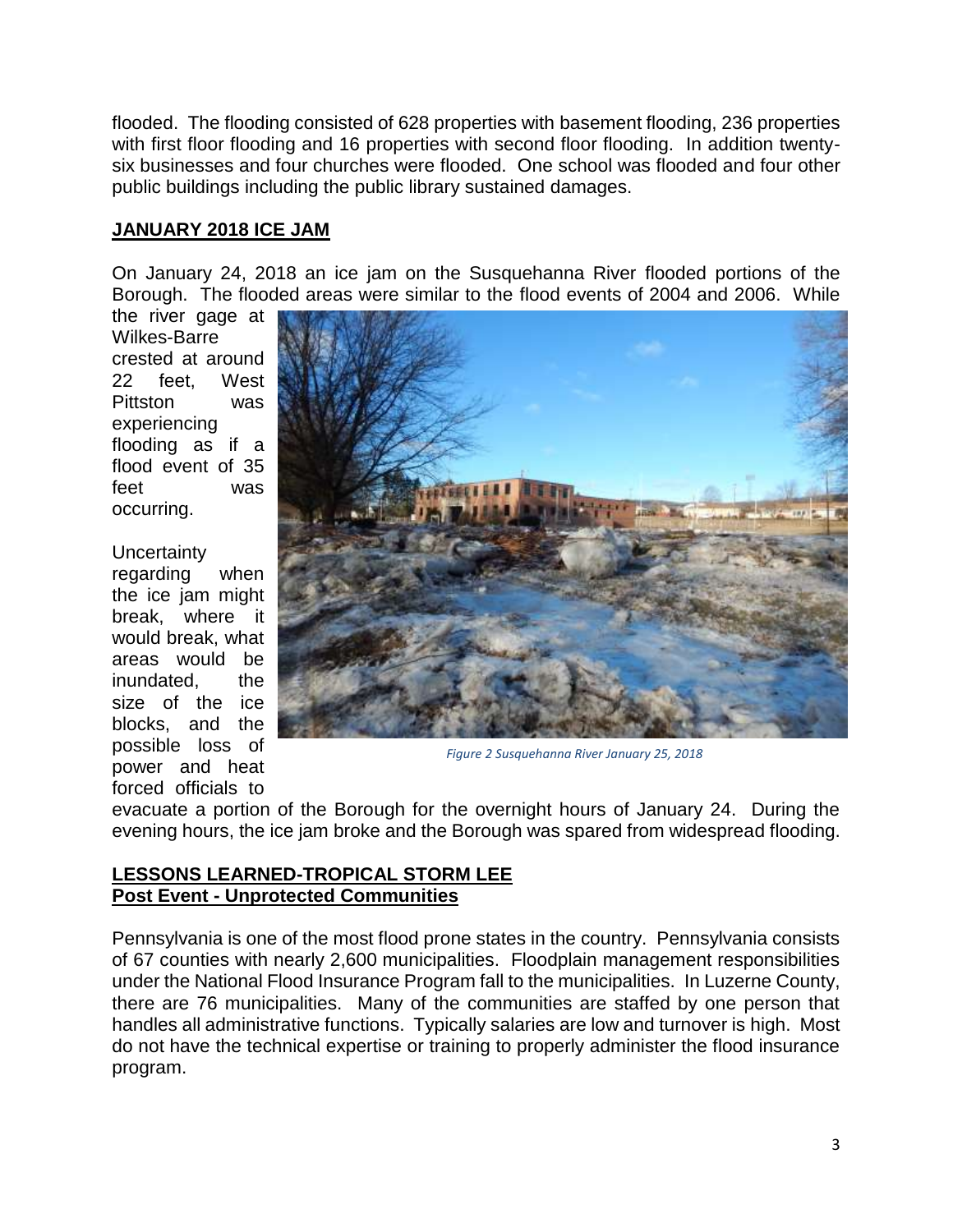flooded. The flooding consisted of 628 properties with basement flooding, 236 properties with first floor flooding and 16 properties with second floor flooding. In addition twenty-six businesses and four churches were flooded. One school was flooded and four other public buildings including the public library sustained damages.

## JANUARY 2018 ICE JAM

On January 24, 2018 an ice jam on the Susquehanna River flooded portions of the Borough. The flooded areas were similar to the flood events of 2004 and 2006. While the river gage at Wilkes-Barre crested at around 22 feet, West Pittston was experiencing flooding as if a flood event of 35 feet was occurring.

Uncertainty regarding when the ice jam might break, where it would break, what areas would be inundated, the size of the ice blocks, and the possible loss of power and heat forced officials to evacuate a portion of the Borough for the overnight hours of January 24. During the evening hours, the ice jam broke and the Borough was spared from widespread flooding.

*Figure 2 Susquehanna River January 25, 2018*

## LESSONS LEARNED-TROPICAL STORM LEE
### Post Event - Unprotected Communities

Pennsylvania is one of the most flood prone states in the country. Pennsylvania consists of 67 counties with nearly 2,600 municipalities. Floodplain management responsibilities under the National Flood Insurance Program fall to the municipalities. In Luzerne County, there are 76 municipalities. Many of the communities are staffed by one person that handles all administrative functions. Typically salaries are low and turnover is high. Most do not have the technical expertise or training to properly administer the flood insurance program.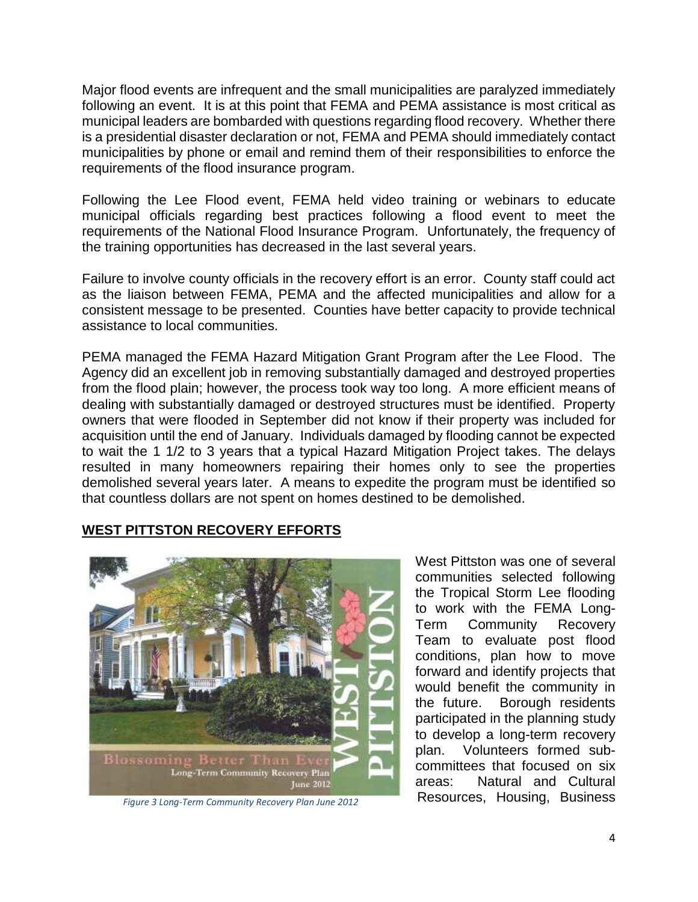Major flood events are infrequent and the small municipalities are paralyzed immediately following an event. It is at this point that FEMA and PEMA assistance is most critical as municipal leaders are bombarded with questions regarding flood recovery. Whether there is a presidential disaster declaration or not, FEMA and PEMA should immediately contact municipalities by phone or email and remind them of their responsibilities to enforce the requirements of the flood insurance program.

Following the Lee Flood event, FEMA held video training or webinars to educate municipal officials regarding best practices following a flood event to meet the requirements of the National Flood Insurance Program. Unfortunately, the frequency of the training opportunities has decreased in the last several years.

Failure to involve county officials in the recovery effort is an error. County staff could act as the liaison between FEMA, PEMA and the affected municipalities and allow for a consistent message to be presented. Counties have better capacity to provide technical assistance to local communities.

PEMA managed the FEMA Hazard Mitigation Grant Program after the Lee Flood. The Agency did an excellent job in removing substantially damaged and destroyed properties from the flood plain; however, the process took way too long. A more efficient means of dealing with substantially damaged or destroyed structures must be identified. Property owners that were flooded in September did not know if their property was included for acquisition until the end of January. Individuals damaged by flooding cannot be expected to wait the 1 1/2 to 3 years that a typical Hazard Mitigation Project takes. The delays resulted in many homeowners repairing their homes only to see the properties demolished several years later. A means to expedite the program must be identified so that countless dollars are not spent on homes destined to be demolished.

## WEST PITTSTON RECOVERY EFFORTS

*Figure 3 Long-Term Community Recovery Plan June 2012*

West Pittston was one of several communities selected following the Tropical Storm Lee flooding to work with the FEMA Long-Term Community Recovery Team to evaluate post flood conditions, plan how to move forward and identify projects that would benefit the community in the future. Borough residents participated in the planning study to develop a long-term recovery plan. Volunteers formed sub-committees that focused on six areas: Natural and Cultural Resources, Housing, Business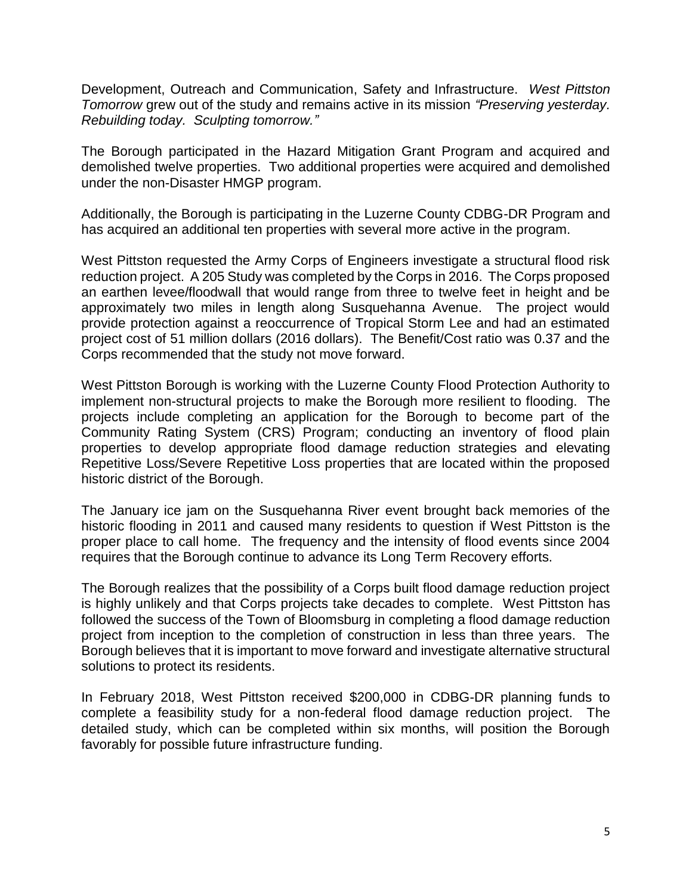Development, Outreach and Communication, Safety and Infrastructure. *West Pittston Tomorrow* grew out of the study and remains active in its mission *"Preserving yesterday. Rebuilding today. Sculpting tomorrow."*

The Borough participated in the Hazard Mitigation Grant Program and acquired and demolished twelve properties. Two additional properties were acquired and demolished under the non-Disaster HMGP program.

Additionally, the Borough is participating in the Luzerne County CDBG-DR Program and has acquired an additional ten properties with several more active in the program.

West Pittston requested the Army Corps of Engineers investigate a structural flood risk reduction project. A 205 Study was completed by the Corps in 2016. The Corps proposed an earthen levee/floodwall that would range from three to twelve feet in height and be approximately two miles in length along Susquehanna Avenue. The project would provide protection against a reoccurrence of Tropical Storm Lee and had an estimated project cost of 51 million dollars (2016 dollars). The Benefit/Cost ratio was 0.37 and the Corps recommended that the study not move forward.

West Pittston Borough is working with the Luzerne County Flood Protection Authority to implement non-structural projects to make the Borough more resilient to flooding. The projects include completing an application for the Borough to become part of the Community Rating System (CRS) Program; conducting an inventory of flood plain properties to develop appropriate flood damage reduction strategies and elevating Repetitive Loss/Severe Repetitive Loss properties that are located within the proposed historic district of the Borough.

The January ice jam on the Susquehanna River event brought back memories of the historic flooding in 2011 and caused many residents to question if West Pittston is the proper place to call home. The frequency and the intensity of flood events since 2004 requires that the Borough continue to advance its Long Term Recovery efforts.

The Borough realizes that the possibility of a Corps built flood damage reduction project is highly unlikely and that Corps projects take decades to complete. West Pittston has followed the success of the Town of Bloomsburg in completing a flood damage reduction project from inception to the completion of construction in less than three years. The Borough believes that it is important to move forward and investigate alternative structural solutions to protect its residents.

In February 2018, West Pittston received $200,000 in CDBG-DR planning funds to complete a feasibility study for a non-federal flood damage reduction project. The detailed study, which can be completed within six months, will position the Borough favorably for possible future infrastructure funding.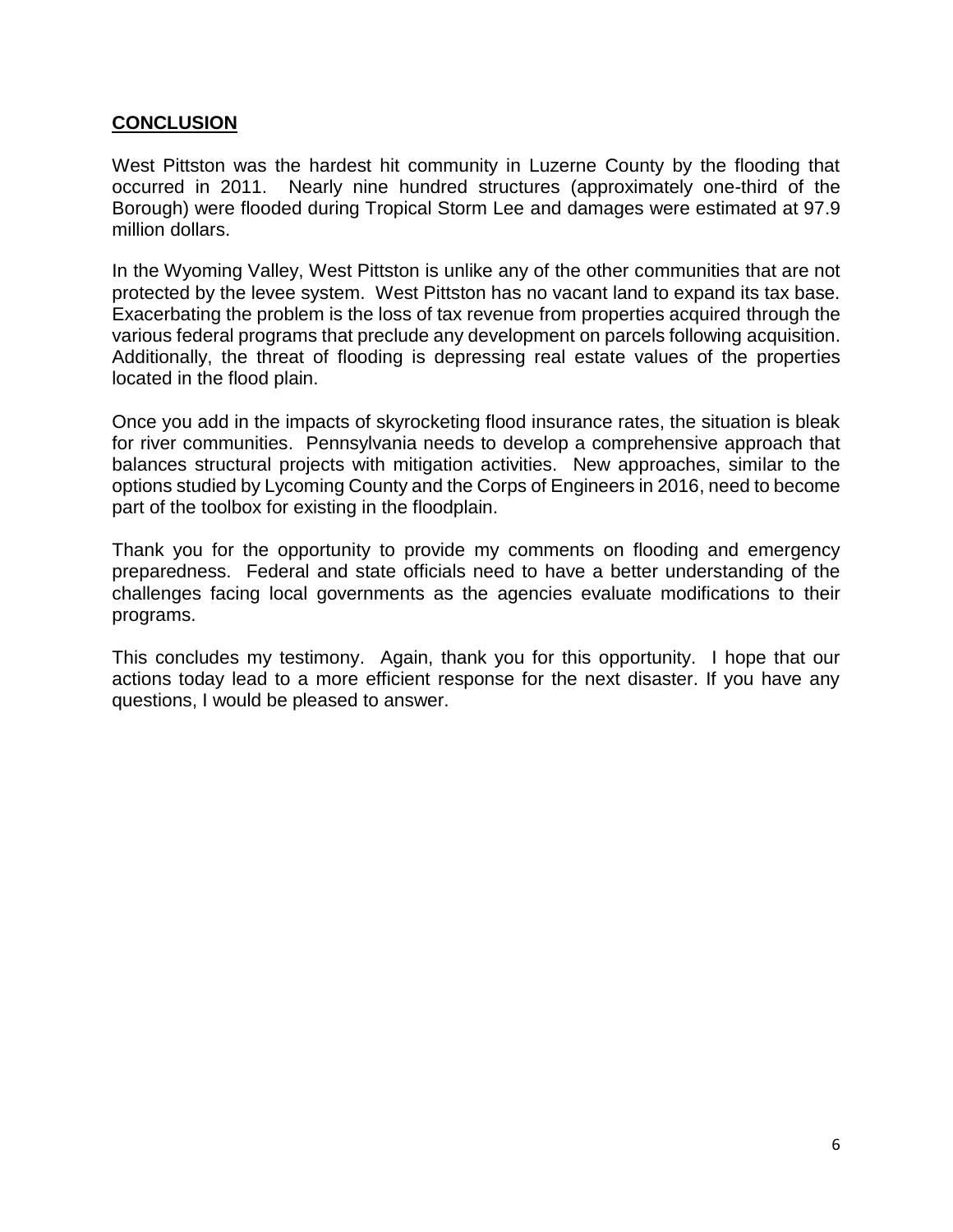## **CONCLUSION**

West Pittston was the hardest hit community in Luzerne County by the flooding that occurred in 2011. Nearly nine hundred structures (approximately one-third of the Borough) were flooded during Tropical Storm Lee and damages were estimated at 97.9 million dollars.

In the Wyoming Valley, West Pittston is unlike any of the other communities that are not protected by the levee system. West Pittston has no vacant land to expand its tax base. Exacerbating the problem is the loss of tax revenue from properties acquired through the various federal programs that preclude any development on parcels following acquisition. Additionally, the threat of flooding is depressing real estate values of the properties located in the flood plain.

Once you add in the impacts of skyrocketing flood insurance rates, the situation is bleak for river communities. Pennsylvania needs to develop a comprehensive approach that balances structural projects with mitigation activities. New approaches, similar to the options studied by Lycoming County and the Corps of Engineers in 2016, need to become part of the toolbox for existing in the floodplain.

Thank you for the opportunity to provide my comments on flooding and emergency preparedness. Federal and state officials need to have a better understanding of the challenges facing local governments as the agencies evaluate modifications to their programs.

This concludes my testimony. Again, thank you for this opportunity. I hope that our actions today lead to a more efficient response for the next disaster. If you have any questions, I would be pleased to answer.